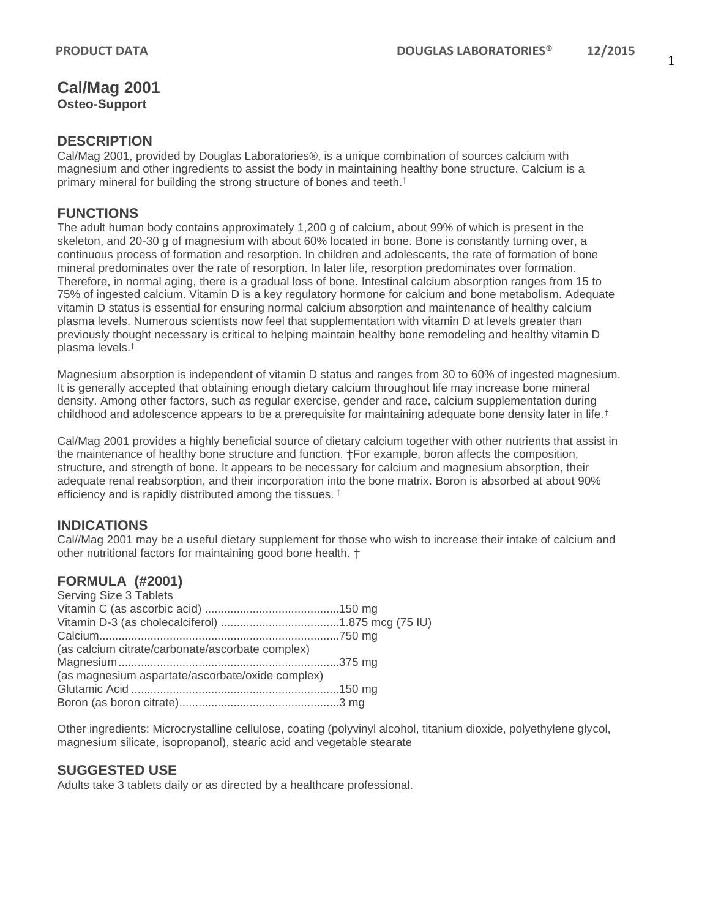# Cal/Mag 2001

**Osteo-Support**

## DESCRIPTION

Cal/Mag 2001, provided by Douglas Laboratories®, is a unique combination of sources calcium with magnesium and other ingredients to assist the body in maintaining healthy bone structure. Calcium is a primary mineral for building the strong structure of bones and teeth.†

## FUNCTIONS

The adult human body contains approximately 1,200 g of calcium, about 99% of which is present in the skeleton, and 20-30 g of magnesium with about 60% located in bone. Bone is constantly turning over, a continuous process of formation and resorption. In children and adolescents, the rate of formation of bone mineral predominates over the rate of resorption. In later life, resorption predominates over formation. Therefore, in normal aging, there is a gradual loss of bone. Intestinal calcium absorption ranges from 15 to 75% of ingested calcium. Vitamin D is a key regulatory hormone for calcium and bone metabolism. Adequate vitamin D status is essential for ensuring normal calcium absorption and maintenance of healthy calcium plasma levels. Numerous scientists now feel that supplementation with vitamin D at levels greater than previously thought necessary is critical to helping maintain healthy bone remodeling and healthy vitamin D plasma levels.†

Magnesium absorption is independent of vitamin D status and ranges from 30 to 60% of ingested magnesium. It is generally accepted that obtaining enough dietary calcium throughout life may increase bone mineral density. Among other factors, such as regular exercise, gender and race, calcium supplementation during childhood and adolescence appears to be a prerequisite for maintaining adequate bone density later in life.†

Cal/Mag 2001 provides a highly beneficial source of dietary calcium together with other nutrients that assist in the maintenance of healthy bone structure and function. †For example, boron affects the composition, structure, and strength of bone. It appears to be necessary for calcium and magnesium absorption, their adequate renal reabsorption, and their incorporation into the bone matrix. Boron is absorbed at about 90% efficiency and is rapidly distributed among the tissues. †

## INDICATIONS

Cal//Mag 2001 may be a useful dietary supplement for those who wish to increase their intake of calcium and other nutritional factors for maintaining good bone health. †

## FORMULA (#2001)

Serving Size 3 Tablets

Vitamin C (as ascorbic acid) ..........................................150 mg
Vitamin D-3 (as cholecalciferol) .....................................1.875 mcg (75 IU)
Calcium...........................................................................750 mg
(as calcium citrate/carbonate/ascorbate complex)
Magnesium.....................................................................375 mg
(as magnesium aspartate/ascorbate/oxide complex)
Glutamic Acid .................................................................150 mg
Boron (as boron citrate)..................................................3 mg

Other ingredients: Microcrystalline cellulose, coating (polyvinyl alcohol, titanium dioxide, polyethylene glycol, magnesium silicate, isopropanol), stearic acid and vegetable stearate

## SUGGESTED USE

Adults take 3 tablets daily or as directed by a healthcare professional.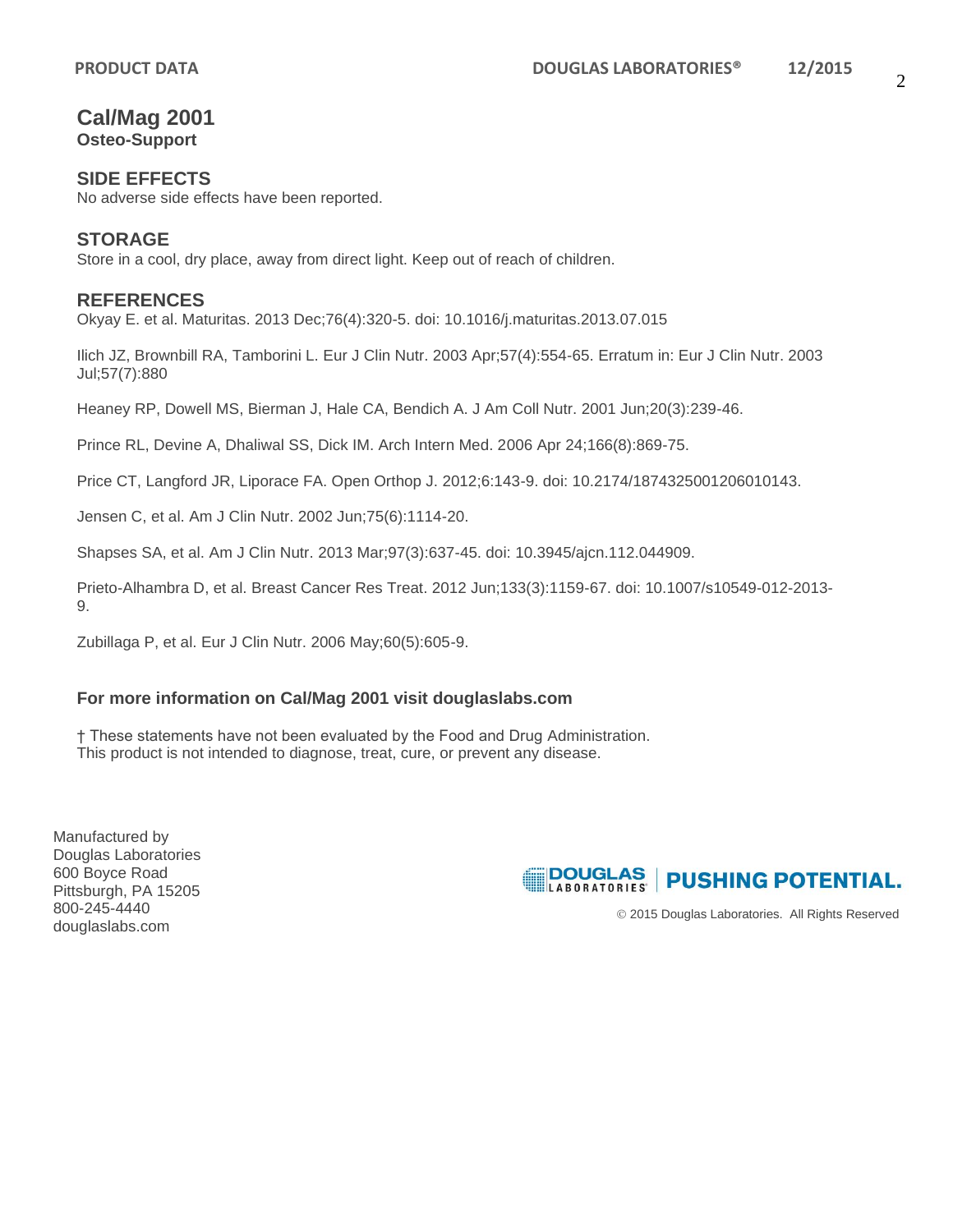# Cal/Mag 2001

**Osteo-Support**

## SIDE EFFECTS

No adverse side effects have been reported.

## STORAGE

Store in a cool, dry place, away from direct light. Keep out of reach of children.

## REFERENCES

Okyay E. et al. Maturitas. 2013 Dec;76(4):320-5. doi: 10.1016/j.maturitas.2013.07.015

Ilich JZ, Brownbill RA, Tamborini L. Eur J Clin Nutr. 2003 Apr;57(4):554-65. Erratum in: Eur J Clin Nutr. 2003 Jul;57(7):880

Heaney RP, Dowell MS, Bierman J, Hale CA, Bendich A. J Am Coll Nutr. 2001 Jun;20(3):239-46.

Prince RL, Devine A, Dhaliwal SS, Dick IM. Arch Intern Med. 2006 Apr 24;166(8):869-75.

Price CT, Langford JR, Liporace FA. Open Orthop J. 2012;6:143-9. doi: 10.2174/1874325001206010143.

Jensen C, et al. Am J Clin Nutr. 2002 Jun;75(6):1114-20.

Shapses SA, et al. Am J Clin Nutr. 2013 Mar;97(3):637-45. doi: 10.3945/ajcn.112.044909.

Prieto-Alhambra D, et al. Breast Cancer Res Treat. 2012 Jun;133(3):1159-67. doi: 10.1007/s10549-012-2013-9.

Zubillaga P, et al. Eur J Clin Nutr. 2006 May;60(5):605-9.

**For more information on Cal/Mag 2001 visit douglaslabs.com**

† These statements have not been evaluated by the Food and Drug Administration.
This product is not intended to diagnose, treat, cure, or prevent any disease.

Manufactured by
Douglas Laboratories
600 Boyce Road
Pittsburgh, PA 15205
800-245-4440
douglaslabs.com

DOUGLAS LABORATORIES | PUSHING POTENTIAL.

© 2015 Douglas Laboratories. All Rights Reserved